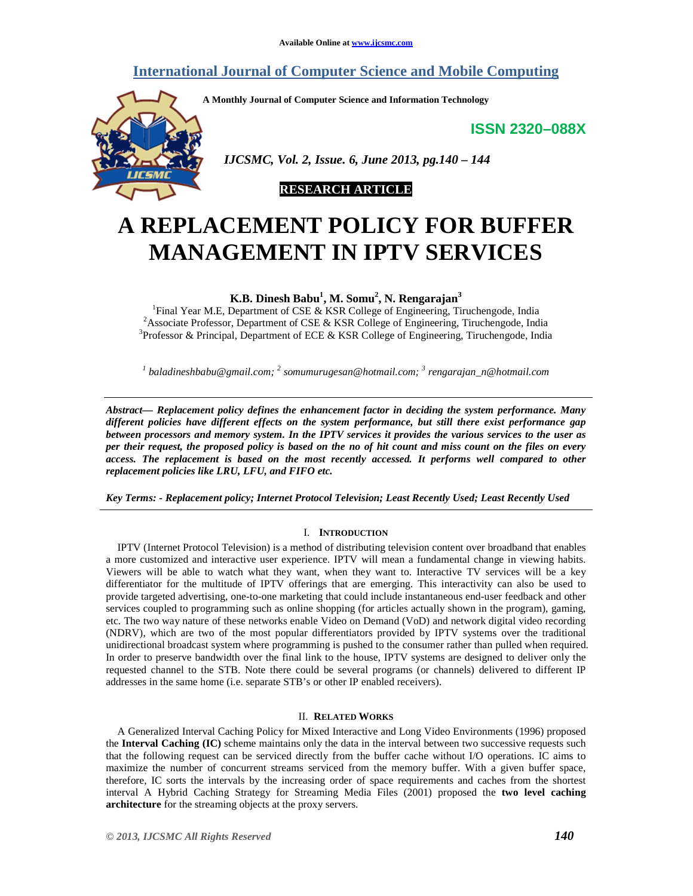Available Online at www.ijcsmc.com

# International Journal of Computer Science and Mobile Computing

**A Monthly Journal of Computer Science and Information Technology**

**ISSN 2320–088X**

*IJCSMC, Vol. 2, Issue. 6, June 2013, pg.140 – 144*

**RESEARCH ARTICLE**

# A REPLACEMENT POLICY FOR BUFFER MANAGEMENT IN IPTV SERVICES

**K.B. Dinesh Babu[1], M. Somu[2], N. Rengarajan[3]**

[1]Final Year M.E, Department of CSE & KSR College of Engineering, Tiruchengode, India
[2]Associate Professor, Department of CSE & KSR College of Engineering, Tiruchengode, India
[3]Professor & Principal, Department of ECE & KSR College of Engineering, Tiruchengode, India

*[1] baladineshbabu@gmail.com; [2] somumurugesan@hotmail.com; [3] rengarajan_n@hotmail.com*

***Abstract— Replacement policy defines the enhancement factor in deciding the system performance. Many different policies have different effects on the system performance, but still there exist performance gap between processors and memory system. In the IPTV services it provides the various services to the user as per their request, the proposed policy is based on the no of hit count and miss count on the files on every access. The replacement is based on the most recently accessed. It performs well compared to other replacement policies like LRU, LFU, and FIFO etc.***

***Key Terms: - Replacement policy; Internet Protocol Television; Least Recently Used; Least Recently Used***

## I. Introduction

IPTV (Internet Protocol Television) is a method of distributing television content over broadband that enables a more customized and interactive user experience. IPTV will mean a fundamental change in viewing habits. Viewers will be able to watch what they want, when they want to. Interactive TV services will be a key differentiator for the multitude of IPTV offerings that are emerging. This interactivity can also be used to provide targeted advertising, one-to-one marketing that could include instantaneous end-user feedback and other services coupled to programming such as online shopping (for articles actually shown in the program), gaming, etc. The two way nature of these networks enable Video on Demand (VoD) and network digital video recording (NDRV), which are two of the most popular differentiators provided by IPTV systems over the traditional unidirectional broadcast system where programming is pushed to the consumer rather than pulled when required. In order to preserve bandwidth over the final link to the house, IPTV systems are designed to deliver only the requested channel to the STB. Note there could be several programs (or channels) delivered to different IP addresses in the same home (i.e. separate STB's or other IP enabled receivers).

## II. Related Works

A Generalized Interval Caching Policy for Mixed Interactive and Long Video Environments (1996) proposed the **Interval Caching (IC)** scheme maintains only the data in the interval between two successive requests such that the following request can be serviced directly from the buffer cache without I/O operations. IC aims to maximize the number of concurrent streams serviced from the memory buffer. With a given buffer space, therefore, IC sorts the intervals by the increasing order of space requirements and caches from the shortest interval A Hybrid Caching Strategy for Streaming Media Files (2001) proposed the **two level caching architecture** for the streaming objects at the proxy servers.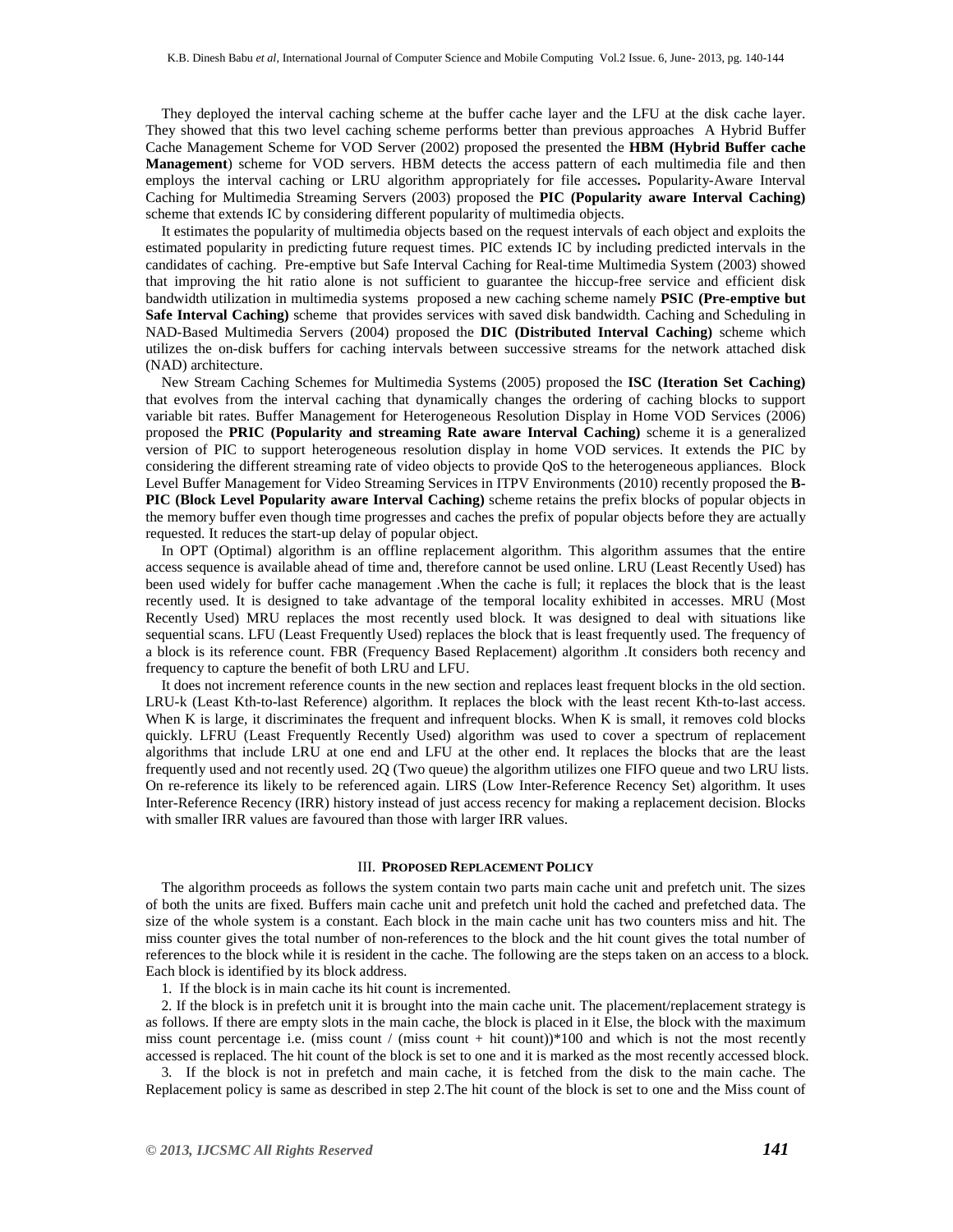They deployed the interval caching scheme at the buffer cache layer and the LFU at the disk cache layer. They showed that this two level caching scheme performs better than previous approaches A Hybrid Buffer Cache Management Scheme for VOD Server (2002) proposed the presented the **HBM (Hybrid Buffer cache Management**) scheme for VOD servers. HBM detects the access pattern of each multimedia file and then employs the interval caching or LRU algorithm appropriately for file accesses**.** Popularity-Aware Interval Caching for Multimedia Streaming Servers (2003) proposed the **PIC (Popularity aware Interval Caching)** scheme that extends IC by considering different popularity of multimedia objects.

It estimates the popularity of multimedia objects based on the request intervals of each object and exploits the estimated popularity in predicting future request times. PIC extends IC by including predicted intervals in the candidates of caching. Pre-emptive but Safe Interval Caching for Real-time Multimedia System (2003) showed that improving the hit ratio alone is not sufficient to guarantee the hiccup-free service and efficient disk bandwidth utilization in multimedia systems proposed a new caching scheme namely **PSIC (Pre-emptive but Safe Interval Caching)** scheme that provides services with saved disk bandwidth. Caching and Scheduling in NAD-Based Multimedia Servers (2004) proposed the **DIC (Distributed Interval Caching)** scheme which utilizes the on-disk buffers for caching intervals between successive streams for the network attached disk (NAD) architecture.

New Stream Caching Schemes for Multimedia Systems (2005) proposed the **ISC (Iteration Set Caching)** that evolves from the interval caching that dynamically changes the ordering of caching blocks to support variable bit rates. Buffer Management for Heterogeneous Resolution Display in Home VOD Services (2006) proposed the **PRIC (Popularity and streaming Rate aware Interval Caching)** scheme it is a generalized version of PIC to support heterogeneous resolution display in home VOD services. It extends the PIC by considering the different streaming rate of video objects to provide QoS to the heterogeneous appliances. Block Level Buffer Management for Video Streaming Services in ITPV Environments (2010) recently proposed the **B-PIC (Block Level Popularity aware Interval Caching)** scheme retains the prefix blocks of popular objects in the memory buffer even though time progresses and caches the prefix of popular objects before they are actually requested. It reduces the start-up delay of popular object.

In OPT (Optimal) algorithm is an offline replacement algorithm. This algorithm assumes that the entire access sequence is available ahead of time and, therefore cannot be used online. LRU (Least Recently Used) has been used widely for buffer cache management .When the cache is full; it replaces the block that is the least recently used. It is designed to take advantage of the temporal locality exhibited in accesses. MRU (Most Recently Used) MRU replaces the most recently used block. It was designed to deal with situations like sequential scans. LFU (Least Frequently Used) replaces the block that is least frequently used. The frequency of a block is its reference count. FBR (Frequency Based Replacement) algorithm .It considers both recency and frequency to capture the benefit of both LRU and LFU.

It does not increment reference counts in the new section and replaces least frequent blocks in the old section. LRU-k (Least Kth-to-last Reference) algorithm. It replaces the block with the least recent Kth-to-last access. When K is large, it discriminates the frequent and infrequent blocks. When K is small, it removes cold blocks quickly. LFRU (Least Frequently Recently Used) algorithm was used to cover a spectrum of replacement algorithms that include LRU at one end and LFU at the other end. It replaces the blocks that are the least frequently used and not recently used. 2Q (Two queue) the algorithm utilizes one FIFO queue and two LRU lists. On re-reference its likely to be referenced again. LIRS (Low Inter-Reference Recency Set) algorithm. It uses Inter-Reference Recency (IRR) history instead of just access recency for making a replacement decision. Blocks with smaller IRR values are favoured than those with larger IRR values.

## III. Proposed Replacement Policy

The algorithm proceeds as follows the system contain two parts main cache unit and prefetch unit. The sizes of both the units are fixed. Buffers main cache unit and prefetch unit hold the cached and prefetched data. The size of the whole system is a constant. Each block in the main cache unit has two counters miss and hit. The miss counter gives the total number of non-references to the block and the hit count gives the total number of references to the block while it is resident in the cache. The following are the steps taken on an access to a block. Each block is identified by its block address.

1. If the block is in main cache its hit count is incremented.

2. If the block is in prefetch unit it is brought into the main cache unit. The placement/replacement strategy is as follows. If there are empty slots in the main cache, the block is placed in it Else, the block with the maximum miss count percentage i.e. (miss count / (miss count + hit count))*100 and which is not the most recently accessed is replaced. The hit count of the block is set to one and it is marked as the most recently accessed block.

3. If the block is not in prefetch and main cache, it is fetched from the disk to the main cache. The Replacement policy is same as described in step 2.The hit count of the block is set to one and the Miss count of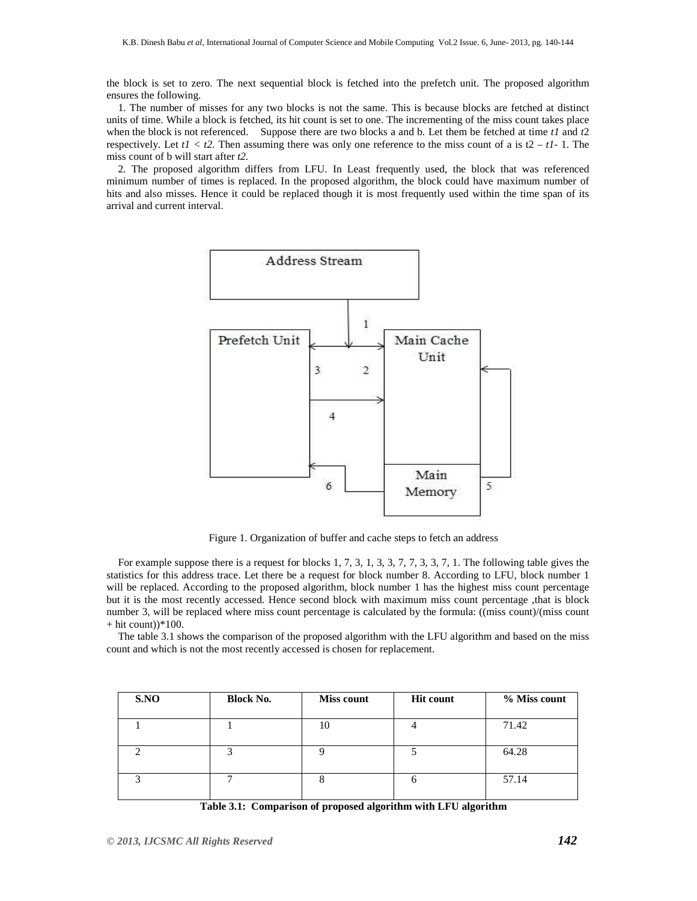the block is set to zero. The next sequential block is fetched into the prefetch unit. The proposed algorithm ensures the following.

1. The number of misses for any two blocks is not the same. This is because blocks are fetched at distinct units of time. While a block is fetched, its hit count is set to one. The incrementing of the miss count takes place when the block is not referenced. Suppose there are two blocks a and b. Let them be fetched at time $t1$ and $t2$ respectively. Let $t1 < t2$. Then assuming there was only one reference to the miss count of a is $t2 - t1 - 1$. The miss count of b will start after $t2$.

2. The proposed algorithm differs from LFU. In Least frequently used, the block that was referenced minimum number of times is replaced. In the proposed algorithm, the block could have maximum number of hits and also misses. Hence it could be replaced though it is most frequently used within the time span of its arrival and current interval.

Figure 1. Organization of buffer and cache steps to fetch an address

For example suppose there is a request for blocks 1, 7, 3, 1, 3, 3, 7, 7, 3, 3, 7, 1. The following table gives the statistics for this address trace. Let there be a request for block number 8. According to LFU, block number 1 will be replaced. According to the proposed algorithm, block number 1 has the highest miss count percentage but it is the most recently accessed. Hence second block with maximum miss count percentage ,that is block number 3, will be replaced where miss count percentage is calculated by the formula: ((miss count)/(miss count + hit count))*100.

The table 3.1 shows the comparison of the proposed algorithm with the LFU algorithm and based on the miss count and which is not the most recently accessed is chosen for replacement.

| S.NO | Block No. | Miss count | Hit count | % Miss count |
|---|---|---|---|---|
| 1 | 1 | 10 | 4 | 71.42 |
| 2 | 3 | 9 | 5 | 64.28 |
| 3 | 7 | 8 | 6 | 57.14 |

**Table 3.1: Comparison of proposed algorithm with LFU algorithm**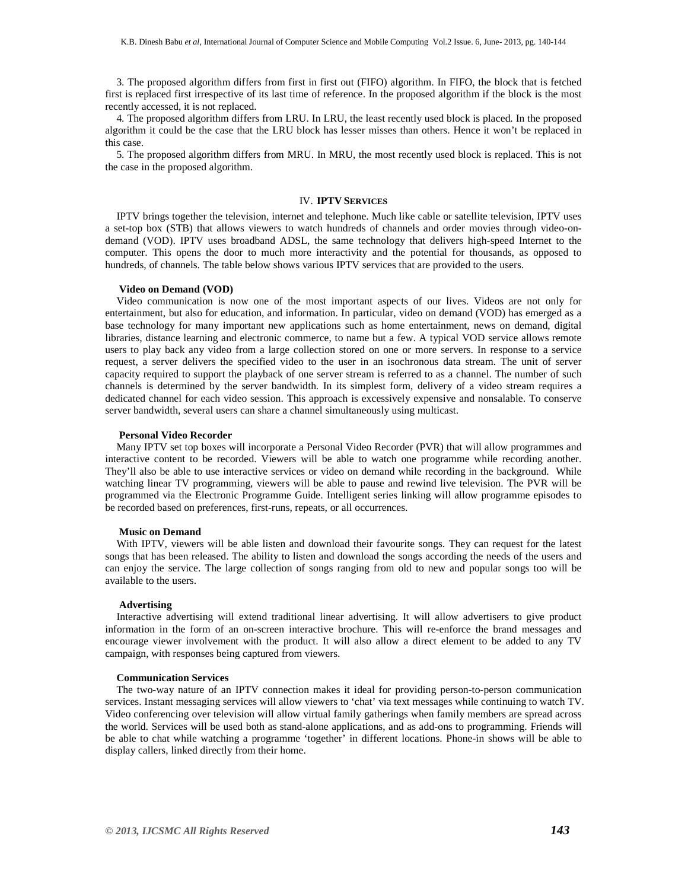3. The proposed algorithm differs from first in first out (FIFO) algorithm. In FIFO, the block that is fetched first is replaced first irrespective of its last time of reference. In the proposed algorithm if the block is the most recently accessed, it is not replaced.

4. The proposed algorithm differs from LRU. In LRU, the least recently used block is placed. In the proposed algorithm it could be the case that the LRU block has lesser misses than others. Hence it won't be replaced in this case.

5. The proposed algorithm differs from MRU. In MRU, the most recently used block is replaced. This is not the case in the proposed algorithm.

## IV. IPTV SERVICES

IPTV brings together the television, internet and telephone. Much like cable or satellite television, IPTV uses a set-top box (STB) that allows viewers to watch hundreds of channels and order movies through video-on-demand (VOD). IPTV uses broadband ADSL, the same technology that delivers high-speed Internet to the computer. This opens the door to much more interactivity and the potential for thousands, as opposed to hundreds, of channels. The table below shows various IPTV services that are provided to the users.

### Video on Demand (VOD)

Video communication is now one of the most important aspects of our lives. Videos are not only for entertainment, but also for education, and information. In particular, video on demand (VOD) has emerged as a base technology for many important new applications such as home entertainment, news on demand, digital libraries, distance learning and electronic commerce, to name but a few. A typical VOD service allows remote users to play back any video from a large collection stored on one or more servers. In response to a service request, a server delivers the specified video to the user in an isochronous data stream. The unit of server capacity required to support the playback of one server stream is referred to as a channel. The number of such channels is determined by the server bandwidth. In its simplest form, delivery of a video stream requires a dedicated channel for each video session. This approach is excessively expensive and nonsalable. To conserve server bandwidth, several users can share a channel simultaneously using multicast.

### Personal Video Recorder

Many IPTV set top boxes will incorporate a Personal Video Recorder (PVR) that will allow programmes and interactive content to be recorded. Viewers will be able to watch one programme while recording another. They'll also be able to use interactive services or video on demand while recording in the background. While watching linear TV programming, viewers will be able to pause and rewind live television. The PVR will be programmed via the Electronic Programme Guide. Intelligent series linking will allow programme episodes to be recorded based on preferences, first-runs, repeats, or all occurrences.

### Music on Demand

With IPTV, viewers will be able listen and download their favourite songs. They can request for the latest songs that has been released. The ability to listen and download the songs according the needs of the users and can enjoy the service. The large collection of songs ranging from old to new and popular songs too will be available to the users.

### Advertising

Interactive advertising will extend traditional linear advertising. It will allow advertisers to give product information in the form of an on-screen interactive brochure. This will re-enforce the brand messages and encourage viewer involvement with the product. It will also allow a direct element to be added to any TV campaign, with responses being captured from viewers.

### Communication Services

The two-way nature of an IPTV connection makes it ideal for providing person-to-person communication services. Instant messaging services will allow viewers to 'chat' via text messages while continuing to watch TV. Video conferencing over television will allow virtual family gatherings when family members are spread across the world. Services will be used both as stand-alone applications, and as add-ons to programming. Friends will be able to chat while watching a programme 'together' in different locations. Phone-in shows will be able to display callers, linked directly from their home.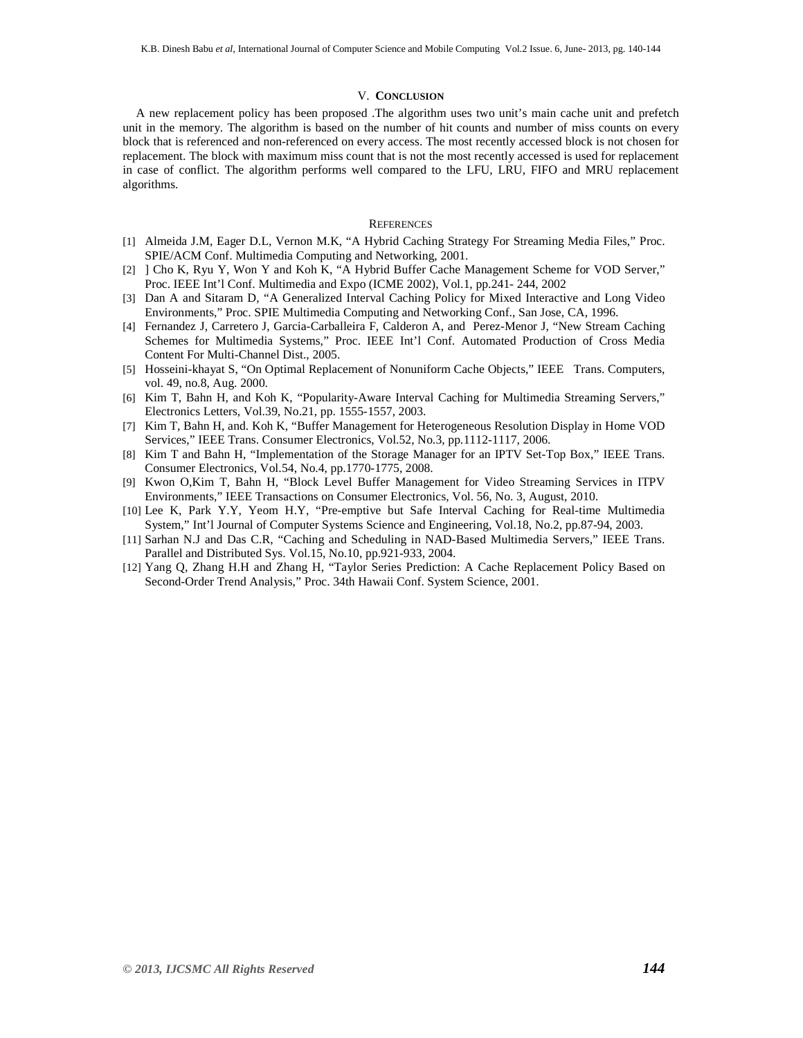## V. CONCLUSION

A new replacement policy has been proposed .The algorithm uses two unit's main cache unit and prefetch unit in the memory. The algorithm is based on the number of hit counts and number of miss counts on every block that is referenced and non-referenced on every access. The most recently accessed block is not chosen for replacement. The block with maximum miss count that is not the most recently accessed is used for replacement in case of conflict. The algorithm performs well compared to the LFU, LRU, FIFO and MRU replacement algorithms.

## REFERENCES

[1] Almeida J.M, Eager D.L, Vernon M.K, "A Hybrid Caching Strategy For Streaming Media Files," Proc. SPIE/ACM Conf. Multimedia Computing and Networking, 2001.

[2] ] Cho K, Ryu Y, Won Y and Koh K, "A Hybrid Buffer Cache Management Scheme for VOD Server," Proc. IEEE Int'l Conf. Multimedia and Expo (ICME 2002), Vol.1, pp.241- 244, 2002

[3] Dan A and Sitaram D, "A Generalized Interval Caching Policy for Mixed Interactive and Long Video Environments," Proc. SPIE Multimedia Computing and Networking Conf., San Jose, CA, 1996.

[4] Fernandez J, Carretero J, Garcia-Carballeira F, Calderon A, and Perez-Menor J, "New Stream Caching Schemes for Multimedia Systems," Proc. IEEE Int'l Conf. Automated Production of Cross Media Content For Multi-Channel Dist., 2005.

[5] Hosseini-khayat S, "On Optimal Replacement of Nonuniform Cache Objects," IEEE Trans. Computers, vol. 49, no.8, Aug. 2000.

[6] Kim T, Bahn H, and Koh K, "Popularity-Aware Interval Caching for Multimedia Streaming Servers," Electronics Letters, Vol.39, No.21, pp. 1555-1557, 2003.

[7] Kim T, Bahn H, and. Koh K, "Buffer Management for Heterogeneous Resolution Display in Home VOD Services," IEEE Trans. Consumer Electronics, Vol.52, No.3, pp.1112-1117, 2006.

[8] Kim T and Bahn H, "Implementation of the Storage Manager for an IPTV Set-Top Box," IEEE Trans. Consumer Electronics, Vol.54, No.4, pp.1770-1775, 2008.

[9] Kwon O,Kim T, Bahn H, "Block Level Buffer Management for Video Streaming Services in ITPV Environments," IEEE Transactions on Consumer Electronics, Vol. 56, No. 3, August, 2010.

[10] Lee K, Park Y.Y, Yeom H.Y, "Pre-emptive but Safe Interval Caching for Real-time Multimedia System," Int'l Journal of Computer Systems Science and Engineering, Vol.18, No.2, pp.87-94, 2003.

[11] Sarhan N.J and Das C.R, "Caching and Scheduling in NAD-Based Multimedia Servers," IEEE Trans. Parallel and Distributed Sys. Vol.15, No.10, pp.921-933, 2004.

[12] Yang Q, Zhang H.H and Zhang H, "Taylor Series Prediction: A Cache Replacement Policy Based on Second-Order Trend Analysis," Proc. 34th Hawaii Conf. System Science, 2001.